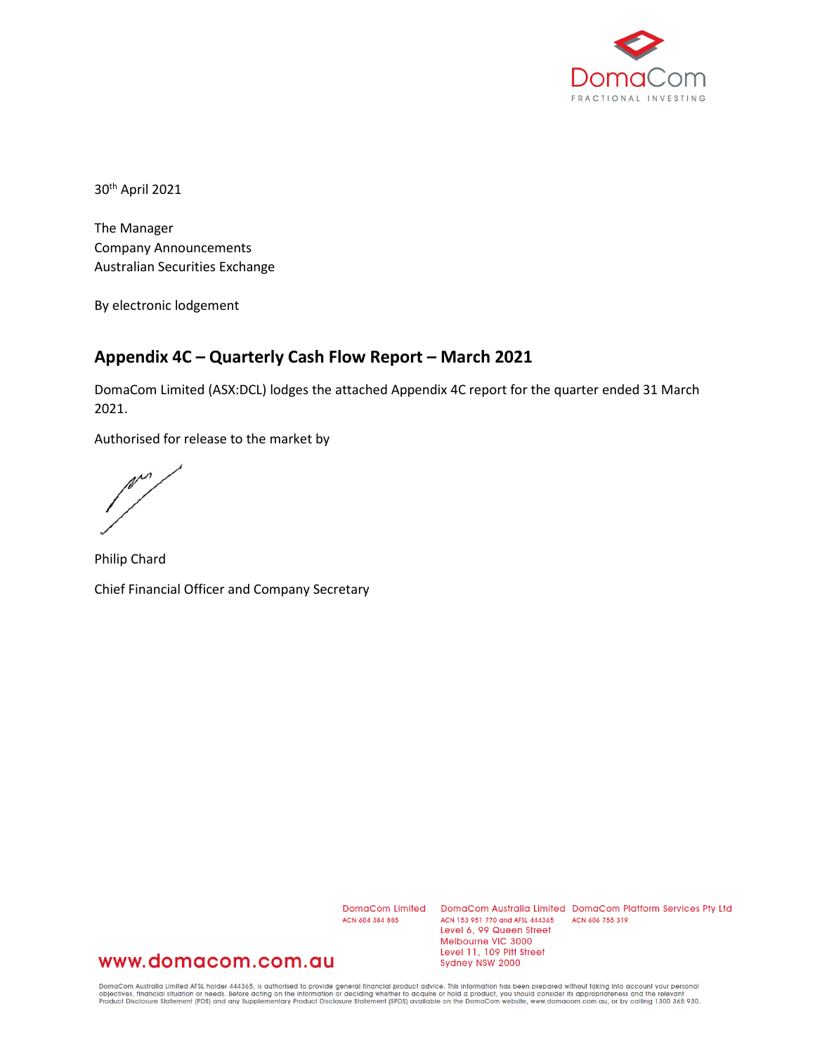30th April 2021

The Manager
Company Announcements
Australian Securities Exchange

By electronic lodgement

## Appendix 4C – Quarterly Cash Flow Report – March 2021

DomaCom Limited (ASX:DCL) lodges the attached Appendix 4C report for the quarter ended 31 March 2021.

Authorised for release to the market by

Philip Chard

Chief Financial Officer and Company Secretary

DomaCom Limited
ACN 604 384 885

DomaCom Australia Limited
ACN 153 951 770 and AFSL 444365
Level 6, 99 Queen Street
Melbourne VIC 3000
Level 11, 109 Pitt Street
Sydney NSW 2000

DomaCom Platform Services Pty Ltd
ACN 606 755 319

www.domacom.com.au

DomaCom Australia Limited AFSL holder 444365, is authorised to provide general financial product advice. This information has been prepared without taking into account your personal objectives, financial situation or needs. Before acting on the information or deciding whether to acquire or hold a product, you should consider its appropriateness and the relevant Product Disclosure Statement (PDS) and any Supplementary Product Disclosure Statement (SPDS) available on the DomaCom website, www.domacom.com.au, or by calling 1300 365 930.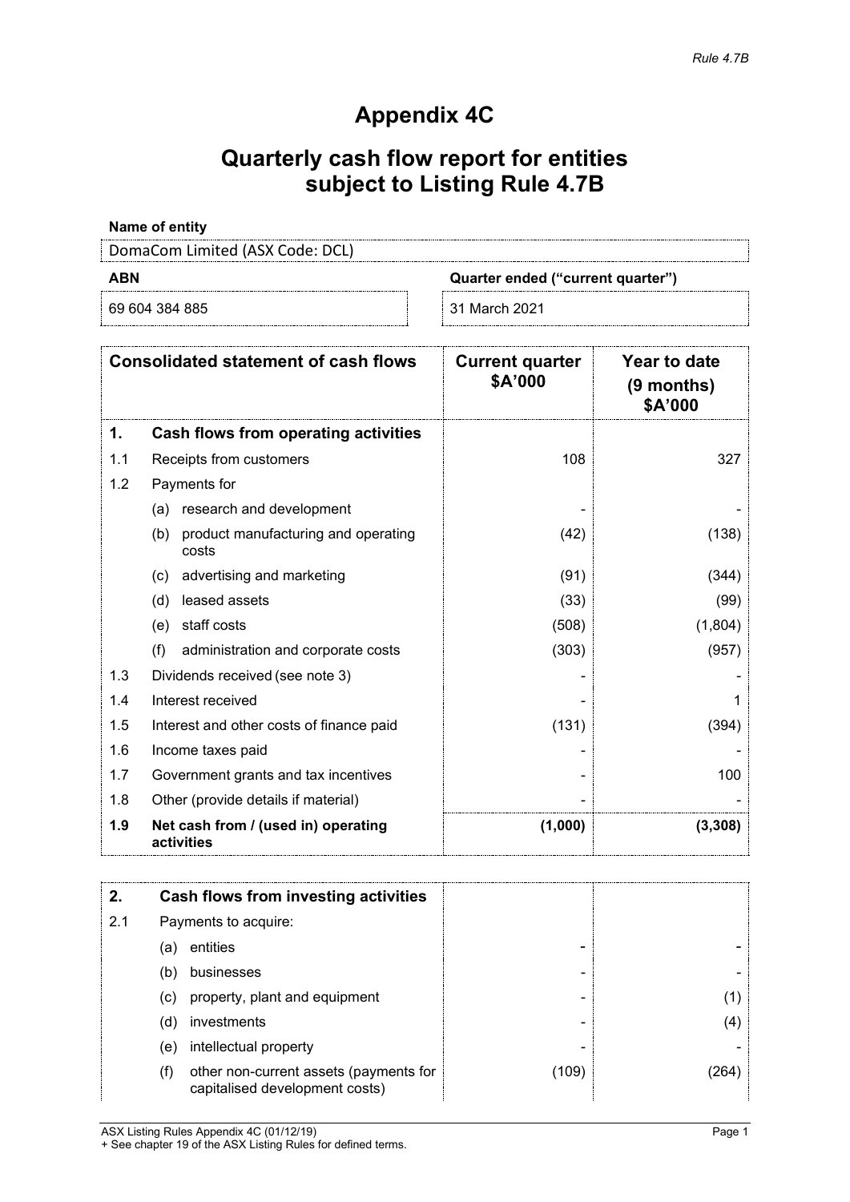*Rule 4.7B*

# Appendix 4C

## Quarterly cash flow report for entities subject to Listing Rule 4.7B

**Name of entity**

DomaCom Limited (ASX Code: DCL)

| **ABN** | **Quarter ended ("current quarter")** |
|---|---|
| 69 604 384 885 | 31 March 2021 |

| | **Consolidated statement of cash flows** | **Current quarter $A'000** | **Year to date (9 months) $A'000** |
|---|---|---|---|
| **1.** | **Cash flows from operating activities** | | |
| 1.1 | Receipts from customers | 108 | 327 |
| 1.2 | Payments for | | |
| | (a) research and development | - | - |
| | (b) product manufacturing and operating costs | (42) | (138) |
| | (c) advertising and marketing | (91) | (344) |
| | (d) leased assets | (33) | (99) |
| | (e) staff costs | (508) | (1,804) |
| | (f) administration and corporate costs | (303) | (957) |
| 1.3 | Dividends received (see note 3) | - | - |
| 1.4 | Interest received | - | 1 |
| 1.5 | Interest and other costs of finance paid | (131) | (394) |
| 1.6 | Income taxes paid | - | - |
| 1.7 | Government grants and tax incentives | - | 100 |
| 1.8 | Other (provide details if material) | - | - |
| **1.9** | **Net cash from / (used in) operating activities** | **(1,000)** | **(3,308)** |

| | | | |
|---|---|---|---|
| **2.** | **Cash flows from investing activities** | | |
| 2.1 | Payments to acquire: | | |
| | (a) entities | - | - |
| | (b) businesses | - | - |
| | (c) property, plant and equipment | - | (1) |
| | (d) investments | - | (4) |
| | (e) intellectual property | - | - |
| | (f) other non-current assets (payments for capitalised development costs) | (109) | (264) |

ASX Listing Rules Appendix 4C (01/12/19)
+ See chapter 19 of the ASX Listing Rules for defined terms.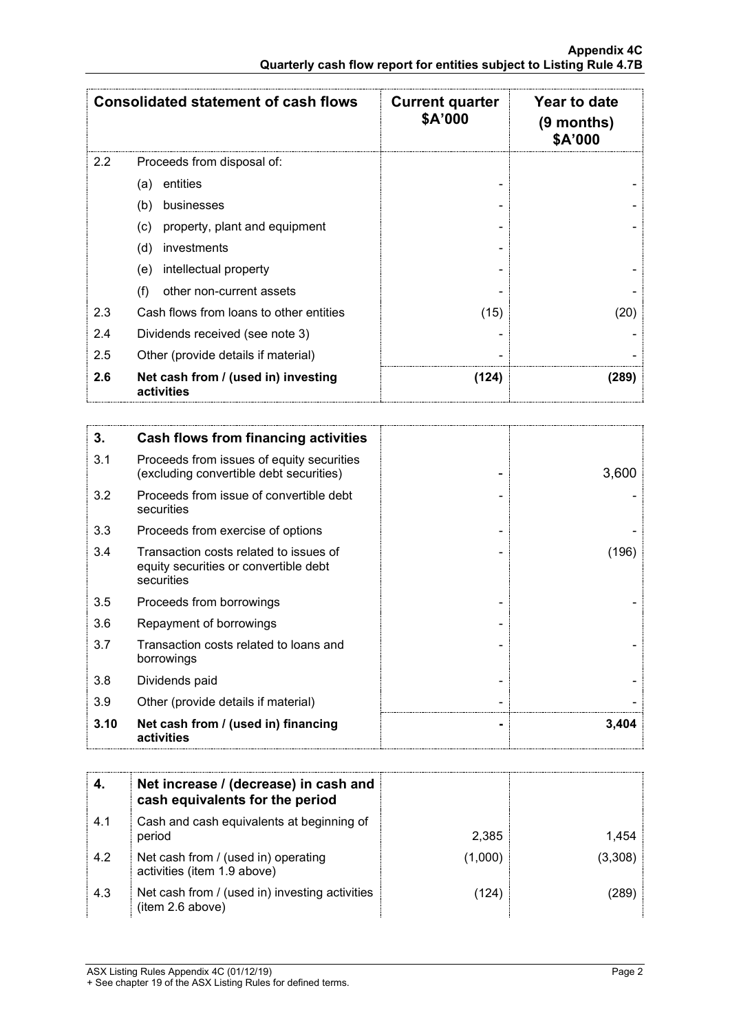| Consolidated statement of cash flows | | Current quarter $A'000 | Year to date (9 months) $A'000 |
|---|---|---|---|
| 2.2 | Proceeds from disposal of: | | |
| | (a) entities | - | - |
| | (b) businesses | - | - |
| | (c) property, plant and equipment | - | - |
| | (d) investments | - | |
| | (e) intellectual property | - | - |
| | (f) other non-current assets | - | - |
| 2.3 | Cash flows from loans to other entities | (15) | (20) |
| 2.4 | Dividends received (see note 3) | - | - |
| 2.5 | Other (provide details if material) | - | - |
| **2.6** | **Net cash from / (used in) investing activities** | **(124)** | **(289)** |

| **3.** | **Cash flows from financing activities** | | |
|---|---|---|---|
| 3.1 | Proceeds from issues of equity securities (excluding convertible debt securities) | - | 3,600 |
| 3.2 | Proceeds from issue of convertible debt securities | - | - |
| 3.3 | Proceeds from exercise of options | - | - |
| 3.4 | Transaction costs related to issues of equity securities or convertible debt securities | - | (196) |
| 3.5 | Proceeds from borrowings | - | - |
| 3.6 | Repayment of borrowings | - | |
| 3.7 | Transaction costs related to loans and borrowings | - | - |
| 3.8 | Dividends paid | - | - |
| 3.9 | Other (provide details if material) | - | - |
| **3.10** | **Net cash from / (used in) financing activities** | **-** | **3,404** |

| **4.** | **Net increase / (decrease) in cash and cash equivalents for the period** | | |
|---|---|---|---|
| 4.1 | Cash and cash equivalents at beginning of period | 2,385 | 1,454 |
| 4.2 | Net cash from / (used in) operating activities (item 1.9 above) | (1,000) | (3,308) |
| 4.3 | Net cash from / (used in) investing activities (item 2.6 above) | (124) | (289) |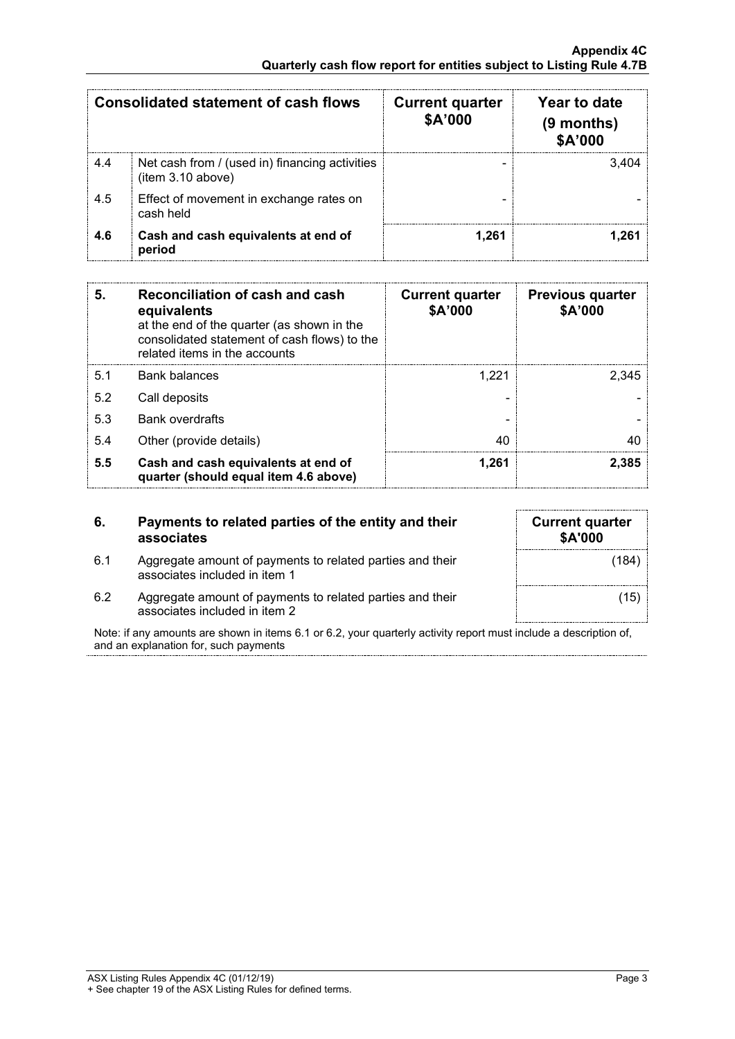| Consolidated statement of cash flows | | Current quarter $A'000 | Year to date (9 months) $A'000 |
|---|---|---|---|
| 4.4 | Net cash from / (used in) financing activities (item 3.10 above) | - | 3,404 |
| 4.5 | Effect of movement in exchange rates on cash held | - | - |
| **4.6** | **Cash and cash equivalents at end of period** | **1,261** | **1,261** |

| **5.** | **Reconciliation of cash and cash equivalents** at the end of the quarter (as shown in the consolidated statement of cash flows) to the related items in the accounts | **Current quarter $A'000** | **Previous quarter $A'000** |
|---|---|---|---|
| 5.1 | Bank balances | 1,221 | 2,345 |
| 5.2 | Call deposits | - | - |
| 5.3 | Bank overdrafts | - | - |
| 5.4 | Other (provide details) | 40 | 40 |
| **5.5** | **Cash and cash equivalents at end of quarter (should equal item 4.6 above)** | **1,261** | **2,385** |

| **6.** | **Payments to related parties of the entity and their associates** | **Current quarter $A'000** |
|---|---|---|
| 6.1 | Aggregate amount of payments to related parties and their associates included in item 1 | (184) |
| 6.2 | Aggregate amount of payments to related parties and their associates included in item 2 | (15) |

Note: if any amounts are shown in items 6.1 or 6.2, your quarterly activity report must include a description of, and an explanation for, such payments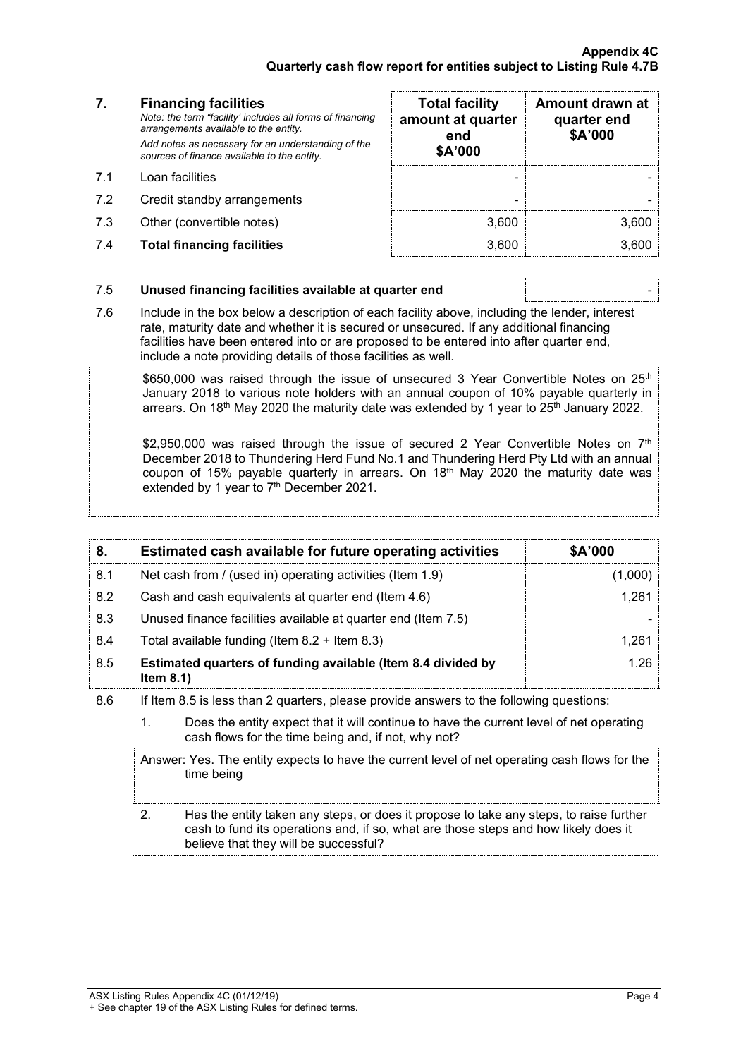| 7. | **Financing facilities**<br>*Note: the term "facility' includes all forms of financing arrangements available to the entity.*<br>*Add notes as necessary for an understanding of the sources of finance available to the entity.* | **Total facility amount at quarter end**<br>**\$A'000** | **Amount drawn at quarter end**<br>**\$A'000** |
|---|---|---|---|
| 7.1 | Loan facilities | - | - |
| 7.2 | Credit standby arrangements | - | - |
| 7.3 | Other (convertible notes) | 3,600 | 3,600 |
| 7.4 | **Total financing facilities** | 3,600 | 3,600 |

| | | |
|---|---|---|
| 7.5 | **Unused financing facilities available at quarter end** | - |

7.6 Include in the box below a description of each facility above, including the lender, interest rate, maturity date and whether it is secured or unsecured. If any additional financing facilities have been entered into or are proposed to be entered into after quarter end, include a note providing details of those facilities as well.

\$650,000 was raised through the issue of unsecured 3 Year Convertible Notes on 25th January 2018 to various note holders with an annual coupon of 10% payable quarterly in arrears. On 18th May 2020 the maturity date was extended by 1 year to 25th January 2022.

\$2,950,000 was raised through the issue of secured 2 Year Convertible Notes on 7th December 2018 to Thundering Herd Fund No.1 and Thundering Herd Pty Ltd with an annual coupon of 15% payable quarterly in arrears. On 18th May 2020 the maturity date was extended by 1 year to 7th December 2021.

| 8. | **Estimated cash available for future operating activities** | **\$A'000** |
|---|---|---|
| 8.1 | Net cash from / (used in) operating activities (Item 1.9) | (1,000) |
| 8.2 | Cash and cash equivalents at quarter end (Item 4.6) | 1,261 |
| 8.3 | Unused finance facilities available at quarter end (Item 7.5) | - |
| 8.4 | Total available funding (Item 8.2 + Item 8.3) | 1,261 |
| 8.5 | **Estimated quarters of funding available (Item 8.4 divided by Item 8.1)** | 1.26 |

8.6 If Item 8.5 is less than 2 quarters, please provide answers to the following questions:

1. Does the entity expect that it will continue to have the current level of net operating cash flows for the time being and, if not, why not?

Answer: Yes. The entity expects to have the current level of net operating cash flows for the time being

2. Has the entity taken any steps, or does it propose to take any steps, to raise further cash to fund its operations and, if so, what are those steps and how likely does it believe that they will be successful?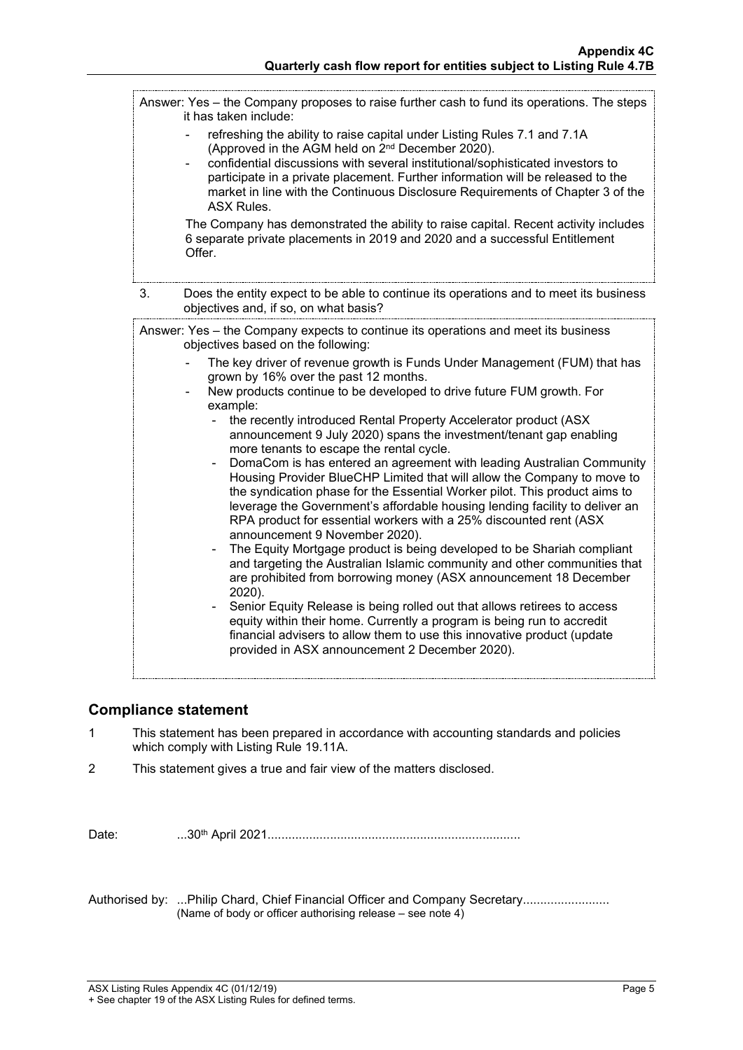Answer: Yes – the Company proposes to raise further cash to fund its operations. The steps it has taken include:

- refreshing the ability to raise capital under Listing Rules 7.1 and 7.1A (Approved in the AGM held on 2nd December 2020).
- confidential discussions with several institutional/sophisticated investors to participate in a private placement. Further information will be released to the market in line with the Continuous Disclosure Requirements of Chapter 3 of the ASX Rules.

The Company has demonstrated the ability to raise capital. Recent activity includes 6 separate private placements in 2019 and 2020 and a successful Entitlement Offer.

3. Does the entity expect to be able to continue its operations and to meet its business objectives and, if so, on what basis?

Answer: Yes – the Company expects to continue its operations and meet its business objectives based on the following:

- The key driver of revenue growth is Funds Under Management (FUM) that has grown by 16% over the past 12 months.
- New products continue to be developed to drive future FUM growth. For example:
  - the recently introduced Rental Property Accelerator product (ASX announcement 9 July 2020) spans the investment/tenant gap enabling more tenants to escape the rental cycle.
  - DomaCom is has entered an agreement with leading Australian Community Housing Provider BlueCHP Limited that will allow the Company to move to the syndication phase for the Essential Worker pilot. This product aims to leverage the Government's affordable housing lending facility to deliver an RPA product for essential workers with a 25% discounted rent (ASX announcement 9 November 2020).
  - The Equity Mortgage product is being developed to be Shariah compliant and targeting the Australian Islamic community and other communities that are prohibited from borrowing money (ASX announcement 18 December 2020).
  - Senior Equity Release is being rolled out that allows retirees to access equity within their home. Currently a program is being run to accredit financial advisers to allow them to use this innovative product (update provided in ASX announcement 2 December 2020).

## Compliance statement

1. This statement has been prepared in accordance with accounting standards and policies which comply with Listing Rule 19.11A.
2. This statement gives a true and fair view of the matters disclosed.

Date: ...30th April 2021.........................................................................

Authorised by: ...Philip Chard, Chief Financial Officer and Company Secretary.........................
(Name of body or officer authorising release – see note 4)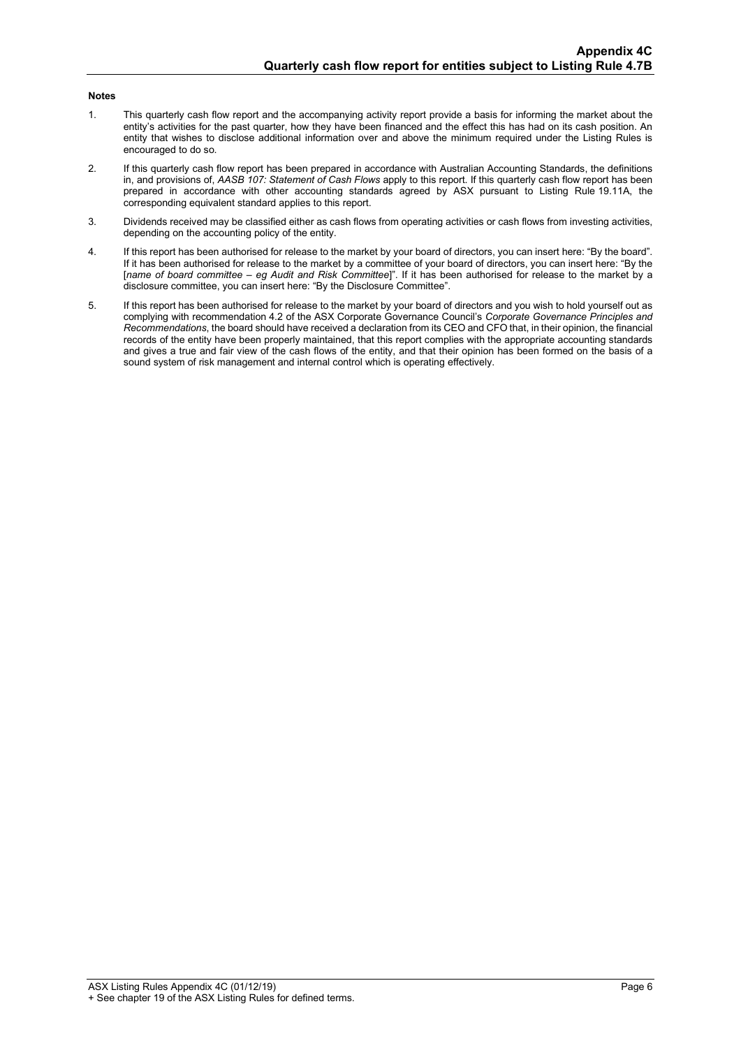**Notes**

1. This quarterly cash flow report and the accompanying activity report provide a basis for informing the market about the entity's activities for the past quarter, how they have been financed and the effect this has had on its cash position. An entity that wishes to disclose additional information over and above the minimum required under the Listing Rules is encouraged to do so.

2. If this quarterly cash flow report has been prepared in accordance with Australian Accounting Standards, the definitions in, and provisions of, *AASB 107: Statement of Cash Flows* apply to this report. If this quarterly cash flow report has been prepared in accordance with other accounting standards agreed by ASX pursuant to Listing Rule 19.11A, the corresponding equivalent standard applies to this report.

3. Dividends received may be classified either as cash flows from operating activities or cash flows from investing activities, depending on the accounting policy of the entity.

4. If this report has been authorised for release to the market by your board of directors, you can insert here: "By the board". If it has been authorised for release to the market by a committee of your board of directors, you can insert here: "By the [*name of board committee – eg Audit and Risk Committee*]". If it has been authorised for release to the market by a disclosure committee, you can insert here: "By the Disclosure Committee".

5. If this report has been authorised for release to the market by your board of directors and you wish to hold yourself out as complying with recommendation 4.2 of the ASX Corporate Governance Council's *Corporate Governance Principles and Recommendations*, the board should have received a declaration from its CEO and CFO that, in their opinion, the financial records of the entity have been properly maintained, that this report complies with the appropriate accounting standards and gives a true and fair view of the cash flows of the entity, and that their opinion has been formed on the basis of a sound system of risk management and internal control which is operating effectively.